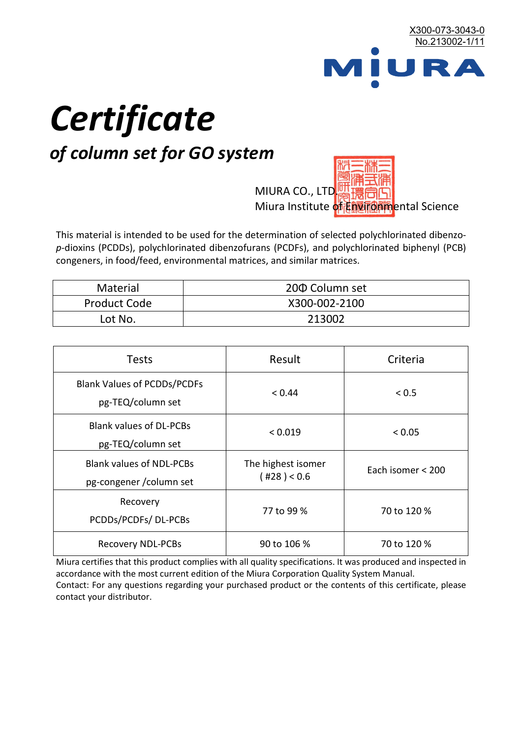X300-073-3043-0
No.213002-1/11

MIURA

# *Certificate*

## *of column set for GO system*

MIURA CO., LTD.
Miura Institute of Environmental Science

This material is intended to be used for the determination of selected polychlorinated dibenzo-*p*-dioxins (PCDDs), polychlorinated dibenzofurans (PCDFs), and polychlorinated biphenyl (PCB) congeners, in food/feed, environmental matrices, and similar matrices.

| Material | 20Φ Column set |
|---|---|
| Product Code | X300-002-2100 |
| Lot No. | 213002 |

| Tests | Result | Criteria |
|---|---|---|
| Blank Values of PCDDs/PCDFs pg-TEQ/column set | < 0.44 | < 0.5 |
| Blank values of DL-PCBs pg-TEQ/column set | < 0.019 | < 0.05 |
| Blank values of NDL-PCBs pg-congener /column set | The highest isomer ( #28 ) < 0.6 | Each isomer < 200 |
| Recovery PCDDs/PCDFs/ DL-PCBs | 77 to 99 % | 70 to 120 % |
| Recovery NDL-PCBs | 90 to 106 % | 70 to 120 % |

Miura certifies that this product complies with all quality specifications. It was produced and inspected in accordance with the most current edition of the Miura Corporation Quality System Manual.
Contact: For any questions regarding your purchased product or the contents of this certificate, please contact your distributor.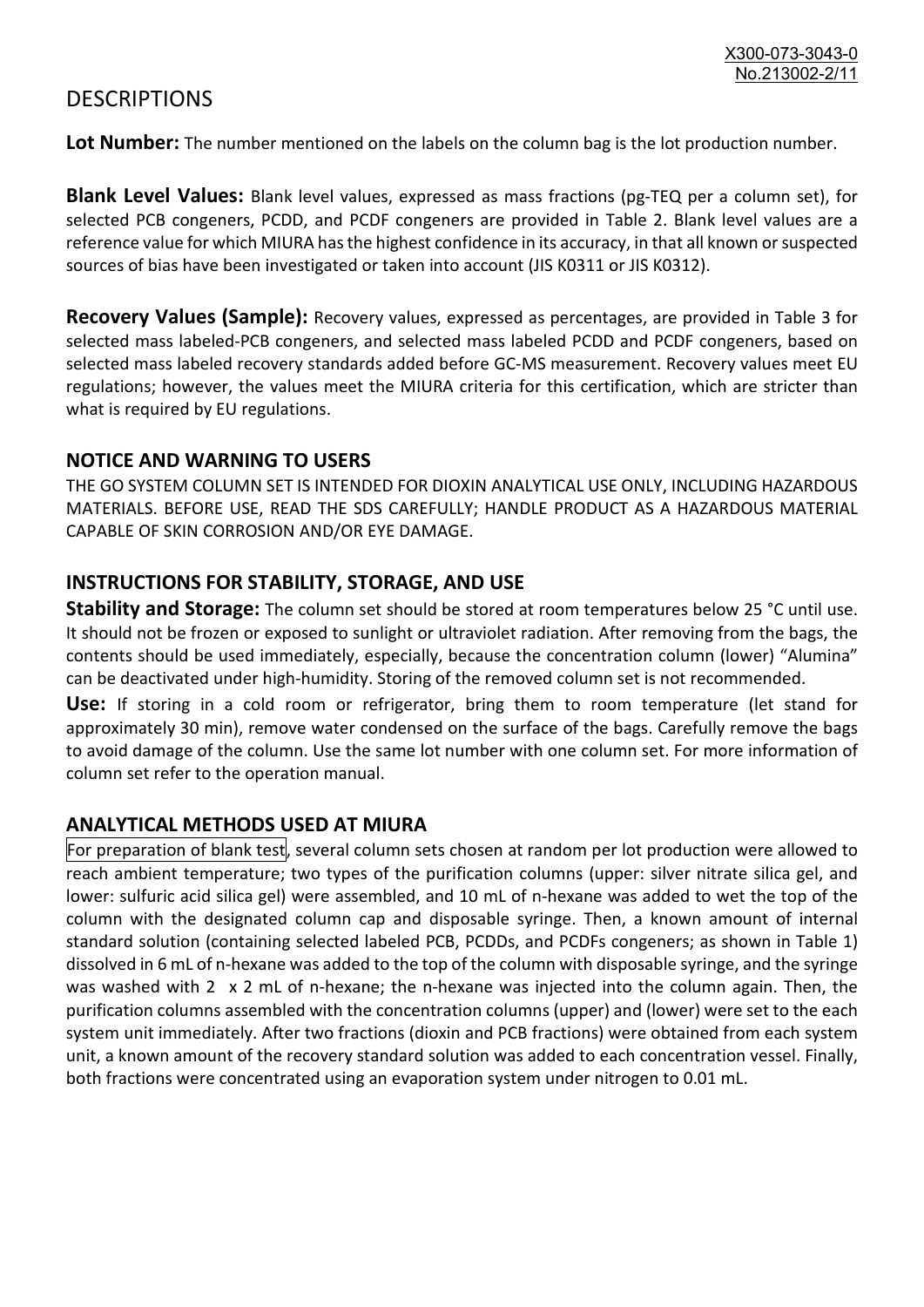# DESCRIPTIONS

**Lot Number:** The number mentioned on the labels on the column bag is the lot production number.

**Blank Level Values:** Blank level values, expressed as mass fractions (pg-TEQ per a column set), for selected PCB congeners, PCDD, and PCDF congeners are provided in Table 2. Blank level values are a reference value for which MIURA has the highest confidence in its accuracy, in that all known or suspected sources of bias have been investigated or taken into account (JIS K0311 or JIS K0312).

**Recovery Values (Sample):** Recovery values, expressed as percentages, are provided in Table 3 for selected mass labeled-PCB congeners, and selected mass labeled PCDD and PCDF congeners, based on selected mass labeled recovery standards added before GC-MS measurement. Recovery values meet EU regulations; however, the values meet the MIURA criteria for this certification, which are stricter than what is required by EU regulations.

## NOTICE AND WARNING TO USERS

THE GO SYSTEM COLUMN SET IS INTENDED FOR DIOXIN ANALYTICAL USE ONLY, INCLUDING HAZARDOUS MATERIALS. BEFORE USE, READ THE SDS CAREFULLY; HANDLE PRODUCT AS A HAZARDOUS MATERIAL CAPABLE OF SKIN CORROSION AND/OR EYE DAMAGE.

## INSTRUCTIONS FOR STABILITY, STORAGE, AND USE

**Stability and Storage:** The column set should be stored at room temperatures below 25 °C until use. It should not be frozen or exposed to sunlight or ultraviolet radiation. After removing from the bags, the contents should be used immediately, especially, because the concentration column (lower) "Alumina" can be deactivated under high-humidity. Storing of the removed column set is not recommended.

**Use:** If storing in a cold room or refrigerator, bring them to room temperature (let stand for approximately 30 min), remove water condensed on the surface of the bags. Carefully remove the bags to avoid damage of the column. Use the same lot number with one column set. For more information of column set refer to the operation manual.

## ANALYTICAL METHODS USED AT MIURA

For preparation of blank test, several column sets chosen at random per lot production were allowed to reach ambient temperature; two types of the purification columns (upper: silver nitrate silica gel, and lower: sulfuric acid silica gel) were assembled, and 10 mL of n-hexane was added to wet the top of the column with the designated column cap and disposable syringe. Then, a known amount of internal standard solution (containing selected labeled PCB, PCDDs, and PCDFs congeners; as shown in Table 1) dissolved in 6 mL of n-hexane was added to the top of the column with disposable syringe, and the syringe was washed with 2 x 2 mL of n-hexane; the n-hexane was injected into the column again. Then, the purification columns assembled with the concentration columns (upper) and (lower) were set to the each system unit immediately. After two fractions (dioxin and PCB fractions) were obtained from each system unit, a known amount of the recovery standard solution was added to each concentration vessel. Finally, both fractions were concentrated using an evaporation system under nitrogen to 0.01 mL.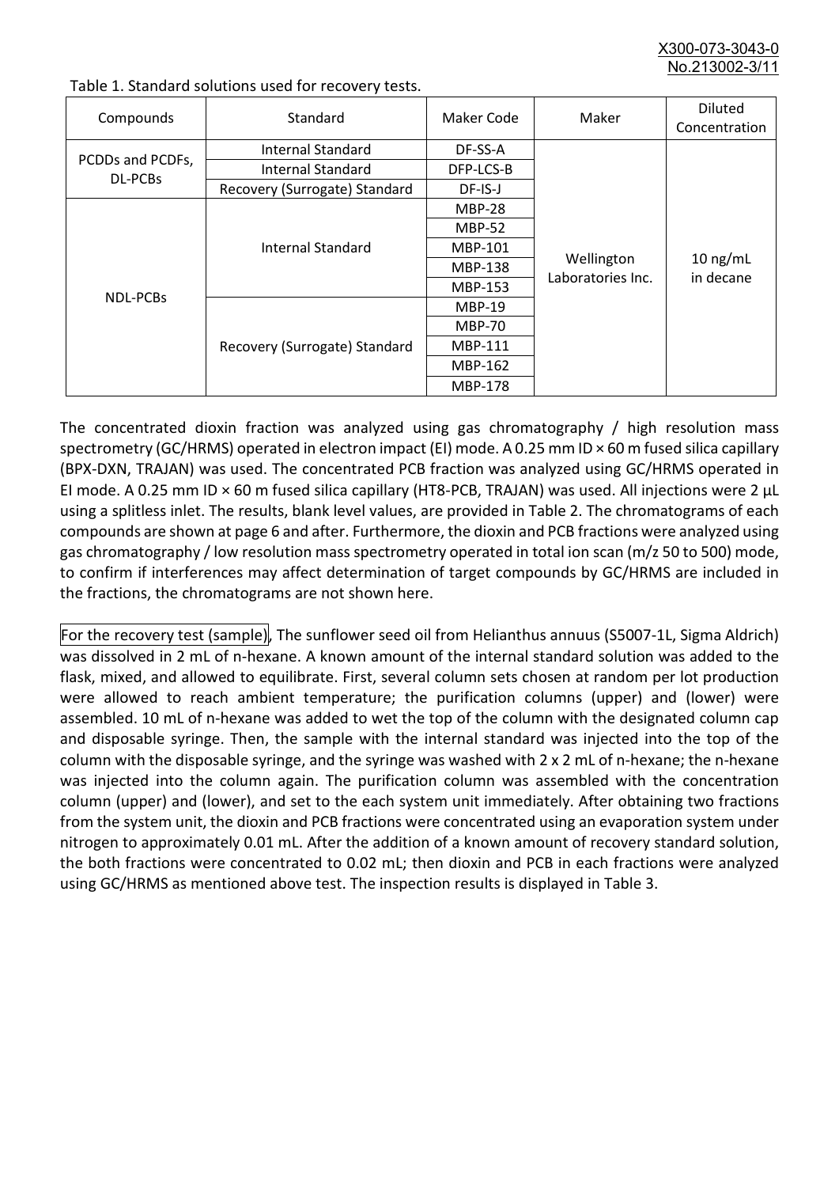Table 1. Standard solutions used for recovery tests.

| Compounds | Standard | Maker Code | Maker | Diluted Concentration |
|---|---|---|---|---|
| PCDDs and PCDFs, DL-PCBs | Internal Standard | DF-SS-A | Wellington Laboratories Inc. | 10 ng/mL in decane |
| | Internal Standard | DFP-LCS-B | | |
| | Recovery (Surrogate) Standard | DF-IS-J | | |
| NDL-PCBs | Internal Standard | MBP-28 | | |
| | | MBP-52 | | |
| | | MBP-101 | | |
| | | MBP-138 | | |
| | | MBP-153 | | |
| | Recovery (Surrogate) Standard | MBP-19 | | |
| | | MBP-70 | | |
| | | MBP-111 | | |
| | | MBP-162 | | |
| | | MBP-178 | | |

The concentrated dioxin fraction was analyzed using gas chromatography / high resolution mass spectrometry (GC/HRMS) operated in electron impact (EI) mode. A 0.25 mm ID × 60 m fused silica capillary (BPX-DXN, TRAJAN) was used. The concentrated PCB fraction was analyzed using GC/HRMS operated in EI mode. A 0.25 mm ID × 60 m fused silica capillary (HT8-PCB, TRAJAN) was used. All injections were 2 μL using a splitless inlet. The results, blank level values, are provided in Table 2. The chromatograms of each compounds are shown at page 6 and after. Furthermore, the dioxin and PCB fractions were analyzed using gas chromatography / low resolution mass spectrometry operated in total ion scan (m/z 50 to 500) mode, to confirm if interferences may affect determination of target compounds by GC/HRMS are included in the fractions, the chromatograms are not shown here.

For the recovery test (sample), The sunflower seed oil from Helianthus annuus (S5007-1L, Sigma Aldrich) was dissolved in 2 mL of n-hexane. A known amount of the internal standard solution was added to the flask, mixed, and allowed to equilibrate. First, several column sets chosen at random per lot production were allowed to reach ambient temperature; the purification columns (upper) and (lower) were assembled. 10 mL of n-hexane was added to wet the top of the column with the designated column cap and disposable syringe. Then, the sample with the internal standard was injected into the top of the column with the disposable syringe, and the syringe was washed with 2 x 2 mL of n-hexane; the n-hexane was injected into the column again. The purification column was assembled with the concentration column (upper) and (lower), and set to the each system unit immediately. After obtaining two fractions from the system unit, the dioxin and PCB fractions were concentrated using an evaporation system under nitrogen to approximately 0.01 mL. After the addition of a known amount of recovery standard solution, the both fractions were concentrated to 0.02 mL; then dioxin and PCB in each fractions were analyzed using GC/HRMS as mentioned above test. The inspection results is displayed in Table 3.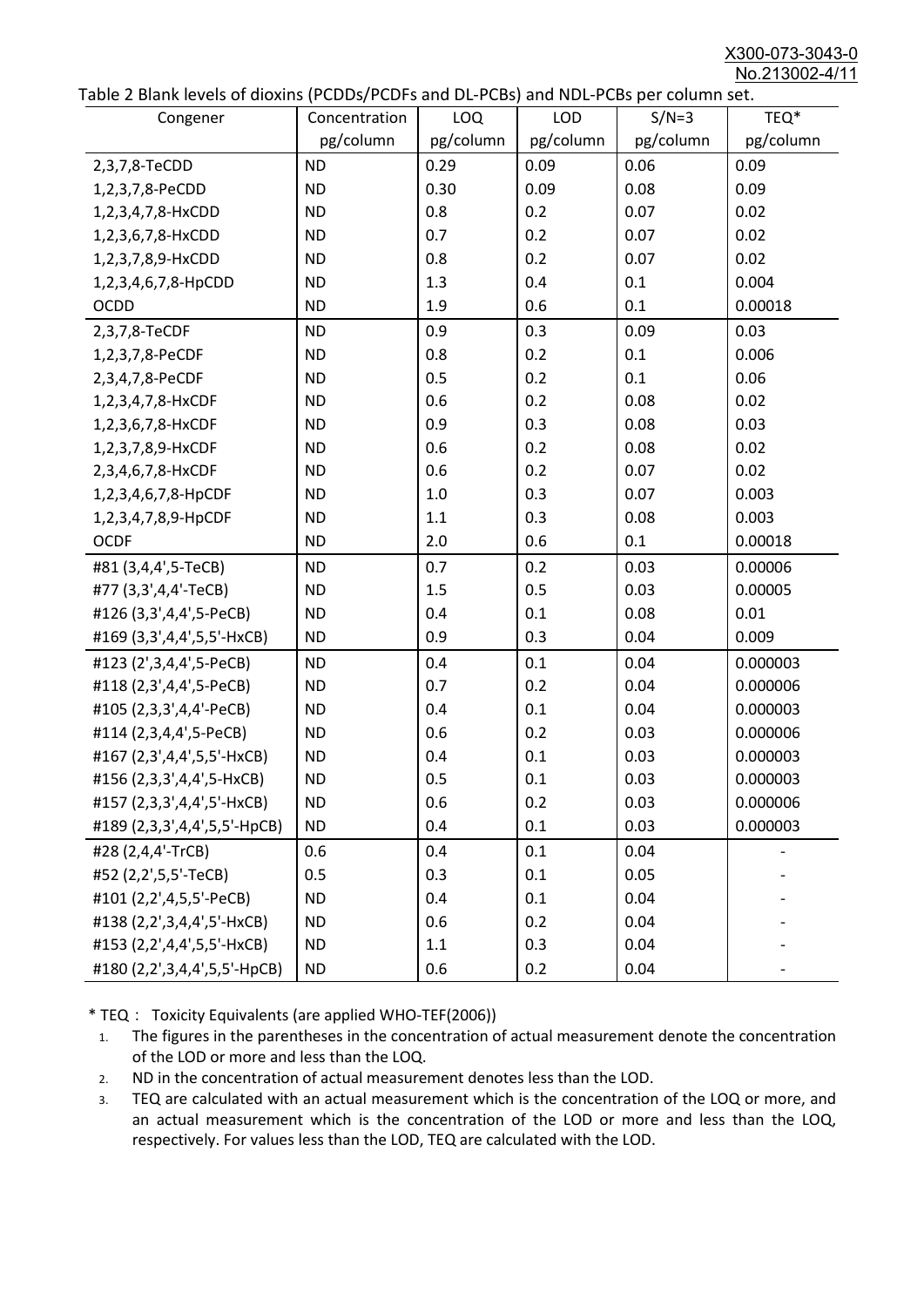Table 2 Blank levels of dioxins (PCDDs/PCDFs and DL-PCBs) and NDL-PCBs per column set.

| Congener | Concentration pg/column | LOQ pg/column | LOD pg/column | S/N=3 pg/column | TEQ* pg/column |
|---|---|---|---|---|---|
| 2,3,7,8-TeCDD | ND | 0.29 | 0.09 | 0.06 | 0.09 |
| 1,2,3,7,8-PeCDD | ND | 0.30 | 0.09 | 0.08 | 0.09 |
| 1,2,3,4,7,8-HxCDD | ND | 0.8 | 0.2 | 0.07 | 0.02 |
| 1,2,3,6,7,8-HxCDD | ND | 0.7 | 0.2 | 0.07 | 0.02 |
| 1,2,3,7,8,9-HxCDD | ND | 0.8 | 0.2 | 0.07 | 0.02 |
| 1,2,3,4,6,7,8-HpCDD | ND | 1.3 | 0.4 | 0.1 | 0.004 |
| OCDD | ND | 1.9 | 0.6 | 0.1 | 0.00018 |
| 2,3,7,8-TeCDF | ND | 0.9 | 0.3 | 0.09 | 0.03 |
| 1,2,3,7,8-PeCDF | ND | 0.8 | 0.2 | 0.1 | 0.006 |
| 2,3,4,7,8-PeCDF | ND | 0.5 | 0.2 | 0.1 | 0.06 |
| 1,2,3,4,7,8-HxCDF | ND | 0.6 | 0.2 | 0.08 | 0.02 |
| 1,2,3,6,7,8-HxCDF | ND | 0.9 | 0.3 | 0.08 | 0.03 |
| 1,2,3,7,8,9-HxCDF | ND | 0.6 | 0.2 | 0.08 | 0.02 |
| 2,3,4,6,7,8-HxCDF | ND | 0.6 | 0.2 | 0.07 | 0.02 |
| 1,2,3,4,6,7,8-HpCDF | ND | 1.0 | 0.3 | 0.07 | 0.003 |
| 1,2,3,4,7,8,9-HpCDF | ND | 1.1 | 0.3 | 0.08 | 0.003 |
| OCDF | ND | 2.0 | 0.6 | 0.1 | 0.00018 |
| #81 (3,4,4',5-TeCB) | ND | 0.7 | 0.2 | 0.03 | 0.00006 |
| #77 (3,3',4,4'-TeCB) | ND | 1.5 | 0.5 | 0.03 | 0.00005 |
| #126 (3,3',4,4',5-PeCB) | ND | 0.4 | 0.1 | 0.08 | 0.01 |
| #169 (3,3',4,4',5,5'-HxCB) | ND | 0.9 | 0.3 | 0.04 | 0.009 |
| #123 (2',3,4,4',5-PeCB) | ND | 0.4 | 0.1 | 0.04 | 0.000003 |
| #118 (2,3',4,4',5-PeCB) | ND | 0.7 | 0.2 | 0.04 | 0.000006 |
| #105 (2,3,3',4,4'-PeCB) | ND | 0.4 | 0.1 | 0.04 | 0.000003 |
| #114 (2,3,4,4',5-PeCB) | ND | 0.6 | 0.2 | 0.03 | 0.000006 |
| #167 (2,3',4,4',5,5'-HxCB) | ND | 0.4 | 0.1 | 0.03 | 0.000003 |
| #156 (2,3,3',4,4',5-HxCB) | ND | 0.5 | 0.1 | 0.03 | 0.000003 |
| #157 (2,3,3',4,4',5'-HxCB) | ND | 0.6 | 0.2 | 0.03 | 0.000006 |
| #189 (2,3,3',4,4',5,5'-HpCB) | ND | 0.4 | 0.1 | 0.03 | 0.000003 |
| #28 (2,4,4'-TrCB) | 0.6 | 0.4 | 0.1 | 0.04 | - |
| #52 (2,2',5,5'-TeCB) | 0.5 | 0.3 | 0.1 | 0.05 | - |
| #101 (2,2',4,5,5'-PeCB) | ND | 0.4 | 0.1 | 0.04 | - |
| #138 (2,2',3,4,4',5'-HxCB) | ND | 0.6 | 0.2 | 0.04 | - |
| #153 (2,2',4,4',5,5'-HxCB) | ND | 1.1 | 0.3 | 0.04 | - |
| #180 (2,2',3,4,4',5,5'-HpCB) | ND | 0.6 | 0.2 | 0.04 | - |

* TEQ： Toxicity Equivalents (are applied WHO-TEF(2006))

1. The figures in the parentheses in the concentration of actual measurement denote the concentration of the LOD or more and less than the LOQ.
2. ND in the concentration of actual measurement denotes less than the LOD.
3. TEQ are calculated with an actual measurement which is the concentration of the LOQ or more, and an actual measurement which is the concentration of the LOD or more and less than the LOQ, respectively. For values less than the LOD, TEQ are calculated with the LOD.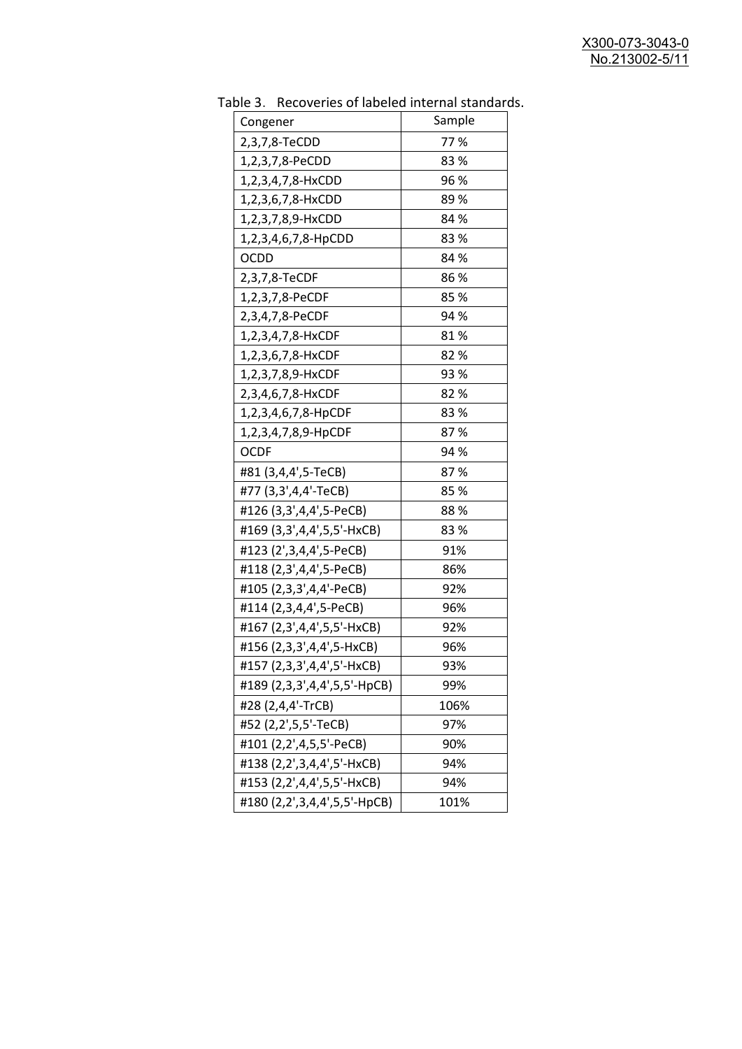Table 3. Recoveries of labeled internal standards.

| Congener | Sample |
|---|---|
| 2,3,7,8-TeCDD | 77 % |
| 1,2,3,7,8-PeCDD | 83 % |
| 1,2,3,4,7,8-HxCDD | 96 % |
| 1,2,3,6,7,8-HxCDD | 89 % |
| 1,2,3,7,8,9-HxCDD | 84 % |
| 1,2,3,4,6,7,8-HpCDD | 83 % |
| OCDD | 84 % |
| 2,3,7,8-TeCDF | 86 % |
| 1,2,3,7,8-PeCDF | 85 % |
| 2,3,4,7,8-PeCDF | 94 % |
| 1,2,3,4,7,8-HxCDF | 81 % |
| 1,2,3,6,7,8-HxCDF | 82 % |
| 1,2,3,7,8,9-HxCDF | 93 % |
| 2,3,4,6,7,8-HxCDF | 82 % |
| 1,2,3,4,6,7,8-HpCDF | 83 % |
| 1,2,3,4,7,8,9-HpCDF | 87 % |
| OCDF | 94 % |
| #81 (3,4,4',5-TeCB) | 87 % |
| #77 (3,3',4,4'-TeCB) | 85 % |
| #126 (3,3',4,4',5-PeCB) | 88 % |
| #169 (3,3',4,4',5,5'-HxCB) | 83 % |
| #123 (2',3,4,4',5-PeCB) | 91% |
| #118 (2,3',4,4',5-PeCB) | 86% |
| #105 (2,3,3',4,4'-PeCB) | 92% |
| #114 (2,3,4,4',5-PeCB) | 96% |
| #167 (2,3',4,4',5,5'-HxCB) | 92% |
| #156 (2,3,3',4,4',5-HxCB) | 96% |
| #157 (2,3,3',4,4',5'-HxCB) | 93% |
| #189 (2,3,3',4,4',5,5'-HpCB) | 99% |
| #28 (2,4,4'-TrCB) | 106% |
| #52 (2,2',5,5'-TeCB) | 97% |
| #101 (2,2',4,5,5'-PeCB) | 90% |
| #138 (2,2',3,4,4',5'-HxCB) | 94% |
| #153 (2,2',4,4',5,5'-HxCB) | 94% |
| #180 (2,2',3,4,4',5,5'-HpCB) | 101% |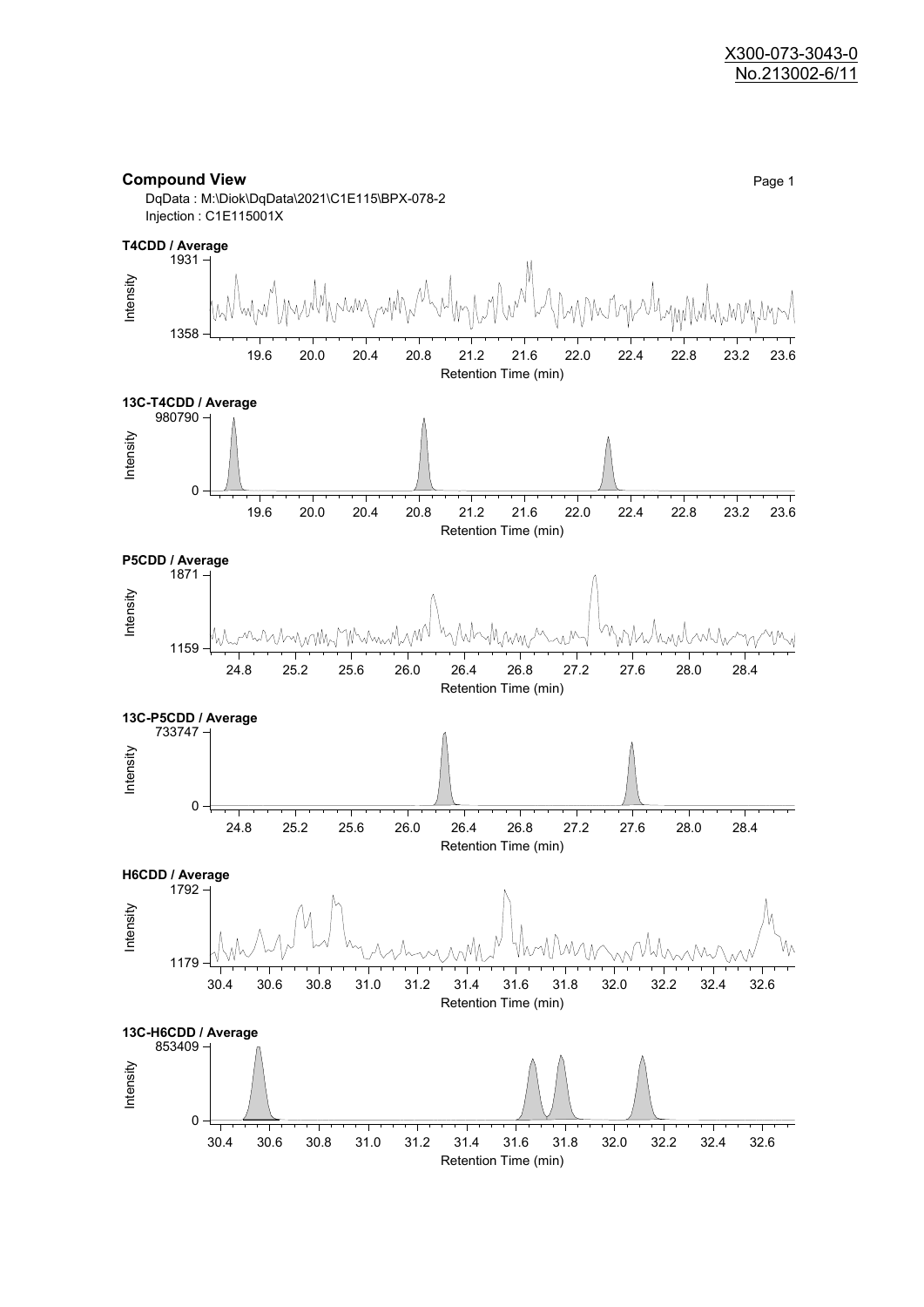X300-073-3043-0
No.213002-6/11

## Compound View

Page 1

DqData : M:\Diok\DqData\2021\C1E115\BPX-078-2
Injection : C1E115001X

**T4CDD / Average**

Intensity: 1358 – 1931
Retention Time (min): 19.6, 20.0, 20.4, 20.8, 21.2, 21.6, 22.0, 22.4, 22.8, 23.2, 23.6

**13C-T4CDD / Average**

Intensity: 0 – 980790
Retention Time (min): 19.6, 20.0, 20.4, 20.8, 21.2, 21.6, 22.0, 22.4, 22.8, 23.2, 23.6

**P5CDD / Average**

Intensity: 1159 – 1871
Retention Time (min): 24.8, 25.2, 25.6, 26.0, 26.4, 26.8, 27.2, 27.6, 28.0, 28.4

**13C-P5CDD / Average**

Intensity: 0 – 733747
Retention Time (min): 24.8, 25.2, 25.6, 26.0, 26.4, 26.8, 27.2, 27.6, 28.0, 28.4

**H6CDD / Average**

Intensity: 1179 – 1792
Retention Time (min): 30.4, 30.6, 30.8, 31.0, 31.2, 31.4, 31.6, 31.8, 32.0, 32.2, 32.4, 32.6

**13C-H6CDD / Average**

Intensity: 0 – 853409
Retention Time (min): 30.4, 30.6, 30.8, 31.0, 31.2, 31.4, 31.6, 31.8, 32.0, 32.2, 32.4, 32.6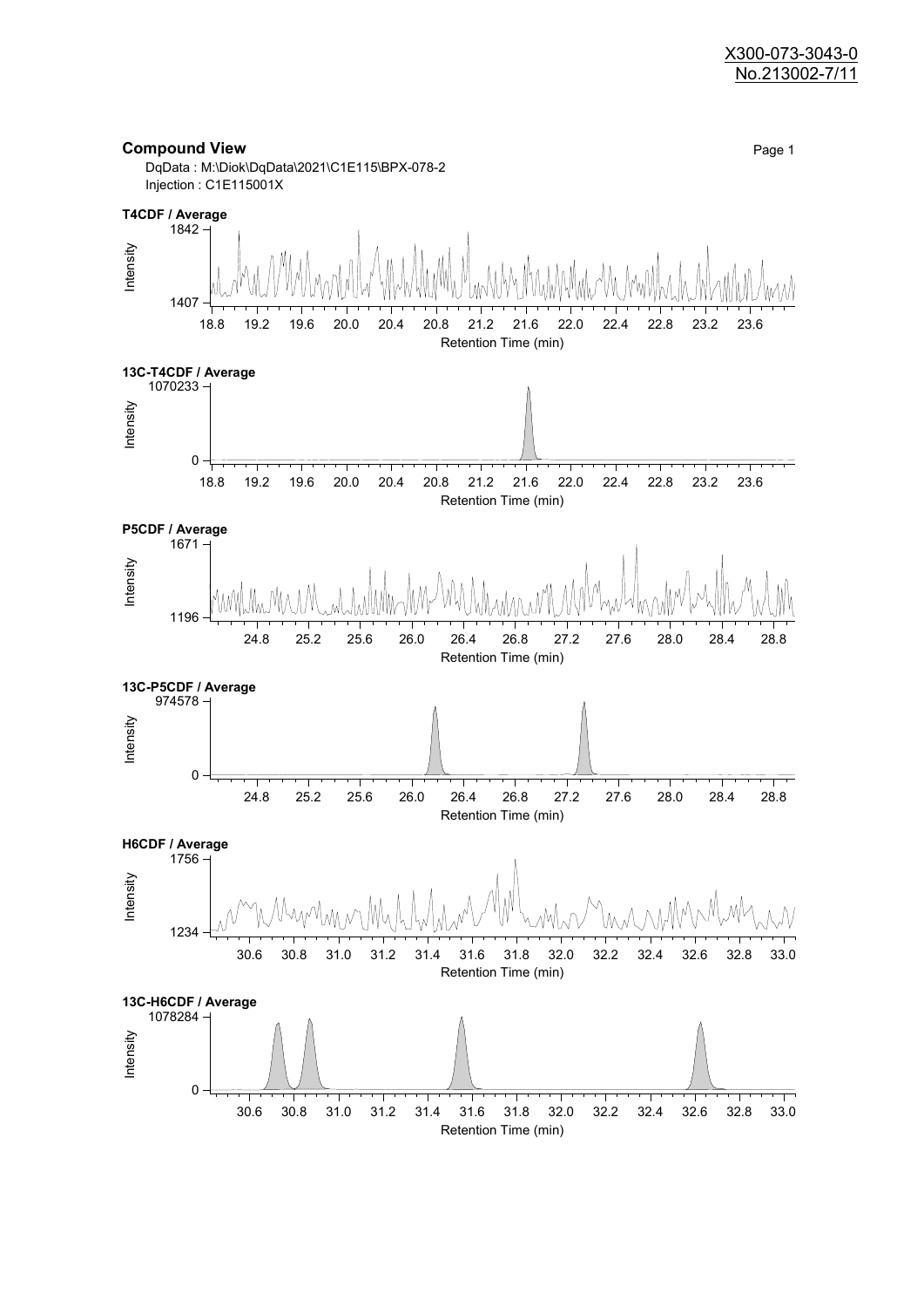X300-073-3043-0
No.213002-7/11

## Compound View

DqData : M:\Diok\DqData\2021\C1E115\BPX-078-2
Injection : C1E115001X

**T4CDF / Average**

Intensity: 1407 – 1842
Retention Time (min): 18.8 – 23.6

**13C-T4CDF / Average**

Intensity: 0 – 1070233
Retention Time (min): 18.8 – 23.6

**P5CDF / Average**

Intensity: 1196 – 1671
Retention Time (min): 24.8 – 28.8

**13C-P5CDF / Average**

Intensity: 0 – 974578
Retention Time (min): 24.8 – 28.8

**H6CDF / Average**

Intensity: 1234 – 1756
Retention Time (min): 30.6 – 33.0

**13C-H6CDF / Average**

Intensity: 0 – 1078284
Retention Time (min): 30.6 – 33.0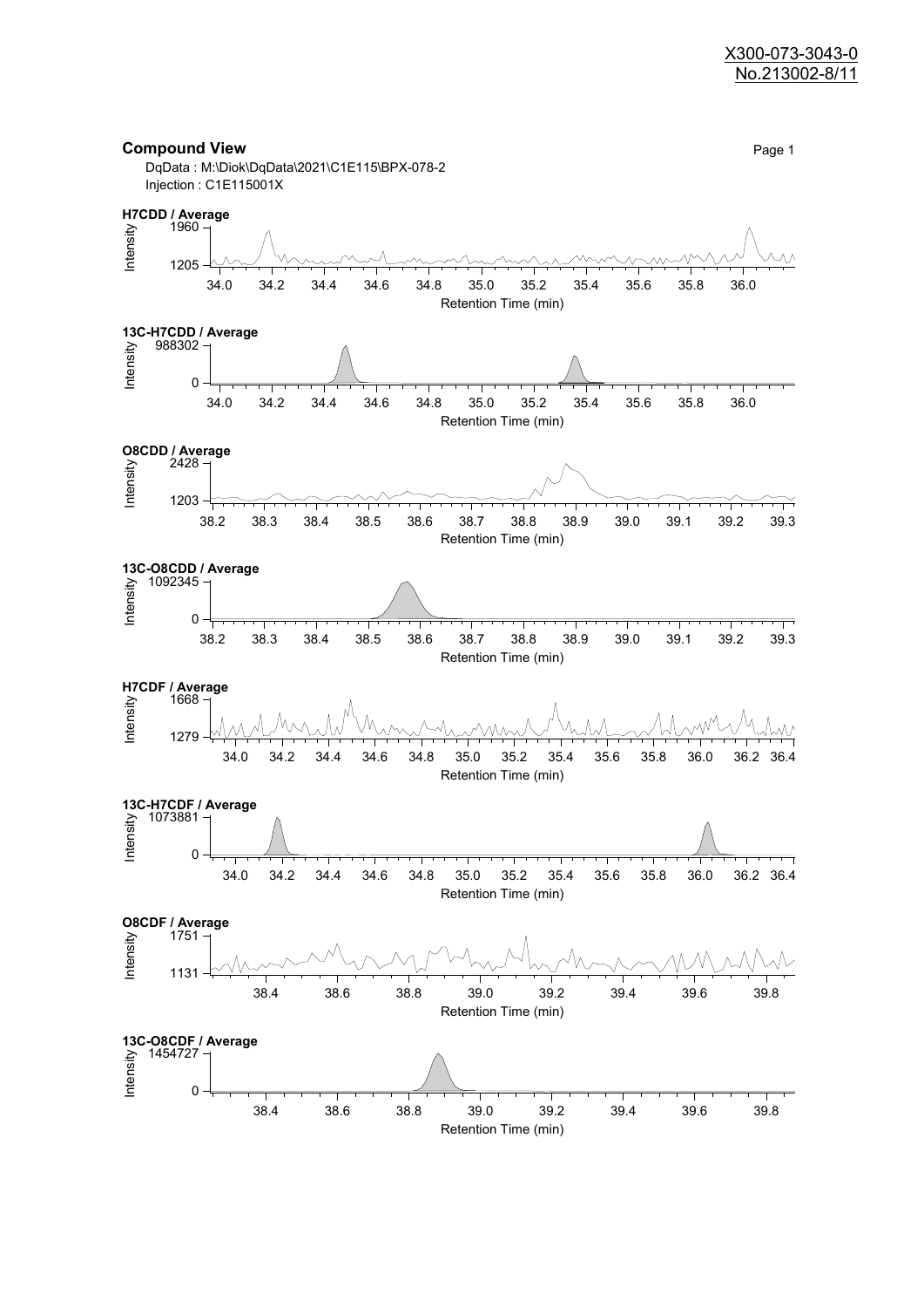## Compound View

DqData : M:\Diok\DqData\2021\C1E115\BPX-078-2
Injection : C1E115001X

**H7CDD / Average**

Intensity: 1960 – 1205
Retention Time (min): 34.0, 34.2, 34.4, 34.6, 34.8, 35.0, 35.2, 35.4, 35.6, 35.8, 36.0

**13C-H7CDD / Average**

Intensity: 988302 – 0
Retention Time (min): 34.0, 34.2, 34.4, 34.6, 34.8, 35.0, 35.2, 35.4, 35.6, 35.8, 36.0

**O8CDD / Average**

Intensity: 2428 – 1203
Retention Time (min): 38.2, 38.3, 38.4, 38.5, 38.6, 38.7, 38.8, 38.9, 39.0, 39.1, 39.2, 39.3

**13C-O8CDD / Average**

Intensity: 1092345 – 0
Retention Time (min): 38.2, 38.3, 38.4, 38.5, 38.6, 38.7, 38.8, 38.9, 39.0, 39.1, 39.2, 39.3

**H7CDF / Average**

Intensity: 1668 – 1279
Retention Time (min): 34.0, 34.2, 34.4, 34.6, 34.8, 35.0, 35.2, 35.4, 35.6, 35.8, 36.0, 36.2, 36.4

**13C-H7CDF / Average**

Intensity: 1073881 – 0
Retention Time (min): 34.0, 34.2, 34.4, 34.6, 34.8, 35.0, 35.2, 35.4, 35.6, 35.8, 36.0, 36.2, 36.4

**O8CDF / Average**

Intensity: 1751 – 1131
Retention Time (min): 38.4, 38.6, 38.8, 39.0, 39.2, 39.4, 39.6, 39.8

**13C-O8CDF / Average**

Intensity: 1454727 – 0
Retention Time (min): 38.4, 38.6, 38.8, 39.0, 39.2, 39.4, 39.6, 39.8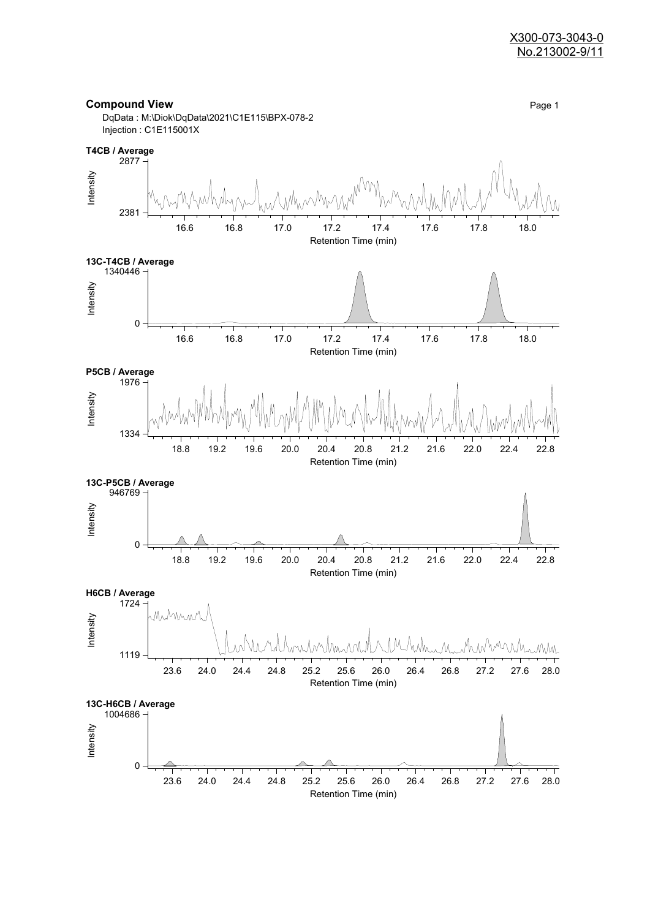## Compound View

DqData : M:\Diok\DqData\2021\C1E115\BPX-078-2
Injection : C1E115001X

**T4CB / Average**

Intensity: 2877 – 2381
Retention Time (min): 16.6, 16.8, 17.0, 17.2, 17.4, 17.6, 17.8, 18.0

**13C-T4CB / Average**

Intensity: 1340446 – 0
Retention Time (min): 16.6, 16.8, 17.0, 17.2, 17.4, 17.6, 17.8, 18.0

**P5CB / Average**

Intensity: 1976 – 1334
Retention Time (min): 18.8, 19.2, 19.6, 20.0, 20.4, 20.8, 21.2, 21.6, 22.0, 22.4, 22.8

**13C-P5CB / Average**

Intensity: 946769 – 0
Retention Time (min): 18.8, 19.2, 19.6, 20.0, 20.4, 20.8, 21.2, 21.6, 22.0, 22.4, 22.8

**H6CB / Average**

Intensity: 1724 – 1119
Retention Time (min): 23.6, 24.0, 24.4, 24.8, 25.2, 25.6, 26.0, 26.4, 26.8, 27.2, 27.6, 28.0

**13C-H6CB / Average**

Intensity: 1004686 – 0
Retention Time (min): 23.6, 24.0, 24.4, 24.8, 25.2, 25.6, 26.0, 26.4, 26.8, 27.2, 27.6, 28.0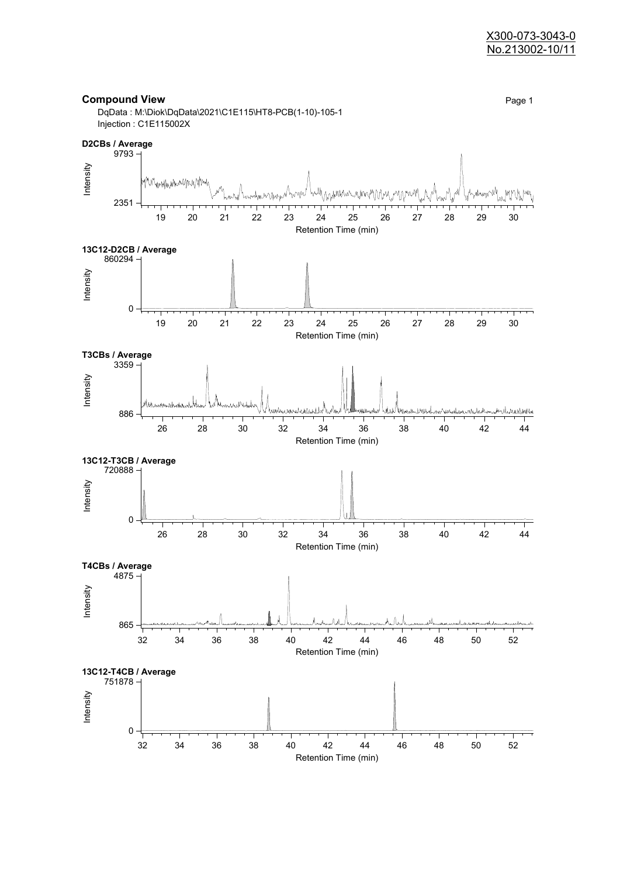X300-073-3043-0
No.213002-10/11

## Compound View

DqData : M:\Diok\DqData\2021\C1E115\HT8-PCB(1-10)-105-1
Injection : C1E115002X

**D2CBs / Average**

Intensity: 2351 – 9793
Retention Time (min): 19 – 30

**13C12-D2CB / Average**

Intensity: 0 – 860294
Retention Time (min): 19 – 30

**T3CBs / Average**

Intensity: 886 – 3359
Retention Time (min): 26 – 44

**13C12-T3CB / Average**

Intensity: 0 – 720888
Retention Time (min): 26 – 44

**T4CBs / Average**

Intensity: 865 – 4875
Retention Time (min): 32 – 52

**13C12-T4CB / Average**

Intensity: 0 – 751878
Retention Time (min): 32 – 52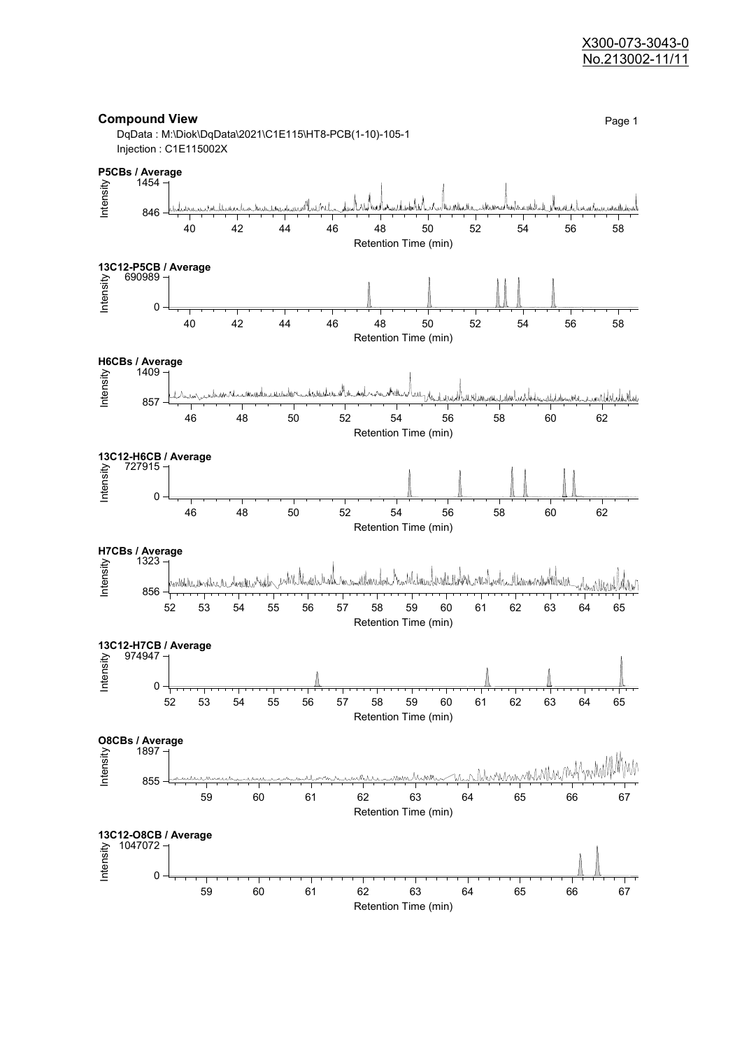X300-073-3043-0
No.213002-11/11

**Compound View**

Page 1

DqData : M:\Diok\DqData\2021\C1E115\HT8-PCB(1-10)-105-1
Injection : C1E115002X

**P5CBs / Average**

Intensity
1454
846
40 42 44 46 48 50 52 54 56 58
Retention Time (min)

**13C12-P5CB / Average**

Intensity
690989
0
40 42 44 46 48 50 52 54 56 58
Retention Time (min)

**H6CBs / Average**

Intensity
1409
857
46 48 50 52 54 56 58 60 62
Retention Time (min)

**13C12-H6CB / Average**

Intensity
727915
0
46 48 50 52 54 56 58 60 62
Retention Time (min)

**H7CBs / Average**

Intensity
1323
856
52 53 54 55 56 57 58 59 60 61 62 63 64 65
Retention Time (min)

**13C12-H7CB / Average**

Intensity
974947
0
52 53 54 55 56 57 58 59 60 61 62 63 64 65
Retention Time (min)

**O8CBs / Average**

Intensity
1897
855
59 60 61 62 63 64 65 66 67
Retention Time (min)

**13C12-O8CB / Average**

Intensity
1047072
0
59 60 61 62 63 64 65 66 67
Retention Time (min)